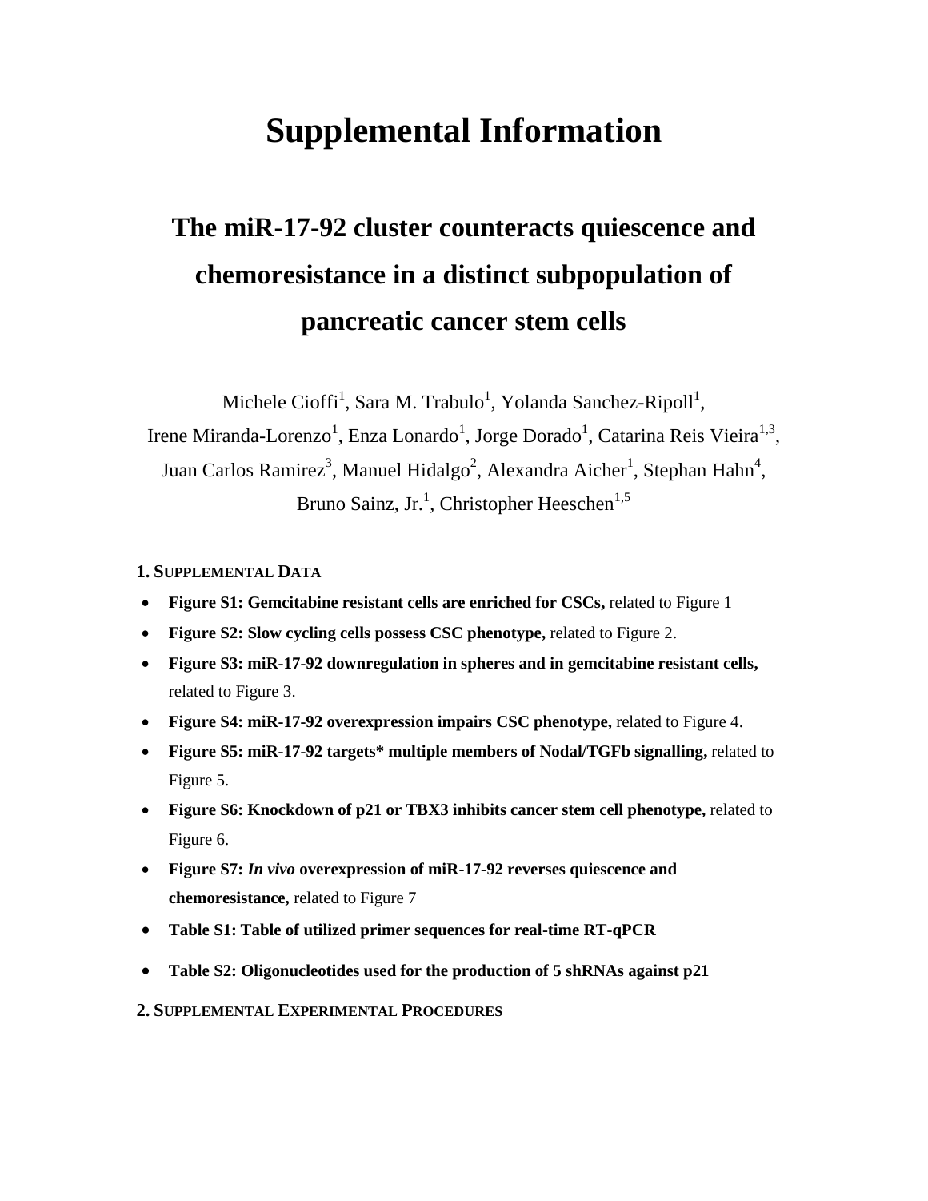# Supplemental Information

## The miR-17-92 cluster counteracts quiescence and chemoresistance in a distinct subpopulation of pancreatic cancer stem cells

Michele Cioffi[1], Sara M. Trabulo[1], Yolanda Sanchez-Ripoll[1], Irene Miranda-Lorenzo[1], Enza Lonardo[1], Jorge Dorado[1], Catarina Reis Vieira[1,3], Juan Carlos Ramirez[3], Manuel Hidalgo[2], Alexandra Aicher[1], Stephan Hahn[4], Bruno Sainz, Jr.[1], Christopher Heeschen[1,5]

### 1. Supplemental Data

- **Figure S1: Gemcitabine resistant cells are enriched for CSCs,** related to Figure 1
- **Figure S2: Slow cycling cells possess CSC phenotype,** related to Figure 2.
- **Figure S3: miR-17-92 downregulation in spheres and in gemcitabine resistant cells,** related to Figure 3.
- **Figure S4: miR-17-92 overexpression impairs CSC phenotype,** related to Figure 4.
- **Figure S5: miR-17-92 targets* multiple members of Nodal/TGFb signalling,** related to Figure 5.
- **Figure S6: Knockdown of p21 or TBX3 inhibits cancer stem cell phenotype,** related to Figure 6.
- **Figure S7:** ***In vivo*** **overexpression of miR-17-92 reverses quiescence and chemoresistance,** related to Figure 7
- **Table S1: Table of utilized primer sequences for real-time RT-qPCR**
- **Table S2: Oligonucleotides used for the production of 5 shRNAs against p21**

### 2. Supplemental Experimental Procedures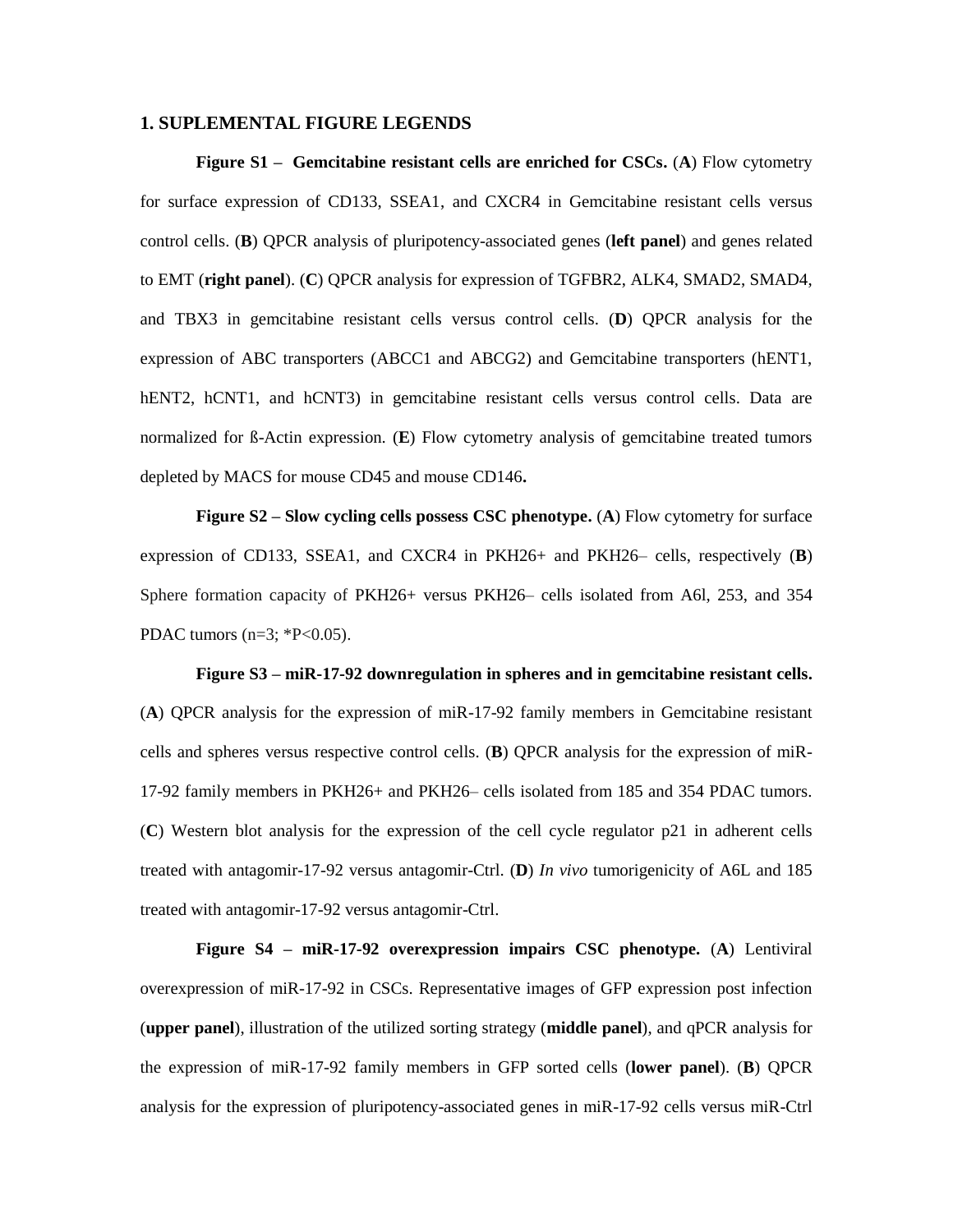## 1. SUPLEMENTAL FIGURE LEGENDS

**Figure S1 – Gemcitabine resistant cells are enriched for CSCs.** (**A**) Flow cytometry for surface expression of CD133, SSEA1, and CXCR4 in Gemcitabine resistant cells versus control cells. (**B**) QPCR analysis of pluripotency-associated genes (**left panel**) and genes related to EMT (**right panel**). (**C**) QPCR analysis for expression of TGFBR2, ALK4, SMAD2, SMAD4, and TBX3 in gemcitabine resistant cells versus control cells. (**D**) QPCR analysis for the expression of ABC transporters (ABCC1 and ABCG2) and Gemcitabine transporters (hENT1, hENT2, hCNT1, and hCNT3) in gemcitabine resistant cells versus control cells. Data are normalized for ß-Actin expression. (**E**) Flow cytometry analysis of gemcitabine treated tumors depleted by MACS for mouse CD45 and mouse CD146**.**

**Figure S2 – Slow cycling cells possess CSC phenotype.** (**A**) Flow cytometry for surface expression of CD133, SSEA1, and CXCR4 in PKH26+ and PKH26– cells, respectively (**B**) Sphere formation capacity of PKH26+ versus PKH26– cells isolated from A6l, 253, and 354 PDAC tumors (n=3; *P<0.05).

**Figure S3 – miR-17-92 downregulation in spheres and in gemcitabine resistant cells.** (**A**) QPCR analysis for the expression of miR-17-92 family members in Gemcitabine resistant cells and spheres versus respective control cells. (**B**) QPCR analysis for the expression of miR-17-92 family members in PKH26+ and PKH26– cells isolated from 185 and 354 PDAC tumors. (**C**) Western blot analysis for the expression of the cell cycle regulator p21 in adherent cells treated with antagomir-17-92 versus antagomir-Ctrl. (**D**) *In vivo* tumorigenicity of A6L and 185 treated with antagomir-17-92 versus antagomir-Ctrl.

**Figure S4 – miR-17-92 overexpression impairs CSC phenotype.** (**A**) Lentiviral overexpression of miR-17-92 in CSCs. Representative images of GFP expression post infection (**upper panel**), illustration of the utilized sorting strategy (**middle panel**), and qPCR analysis for the expression of miR-17-92 family members in GFP sorted cells (**lower panel**). (**B**) QPCR analysis for the expression of pluripotency-associated genes in miR-17-92 cells versus miR-Ctrl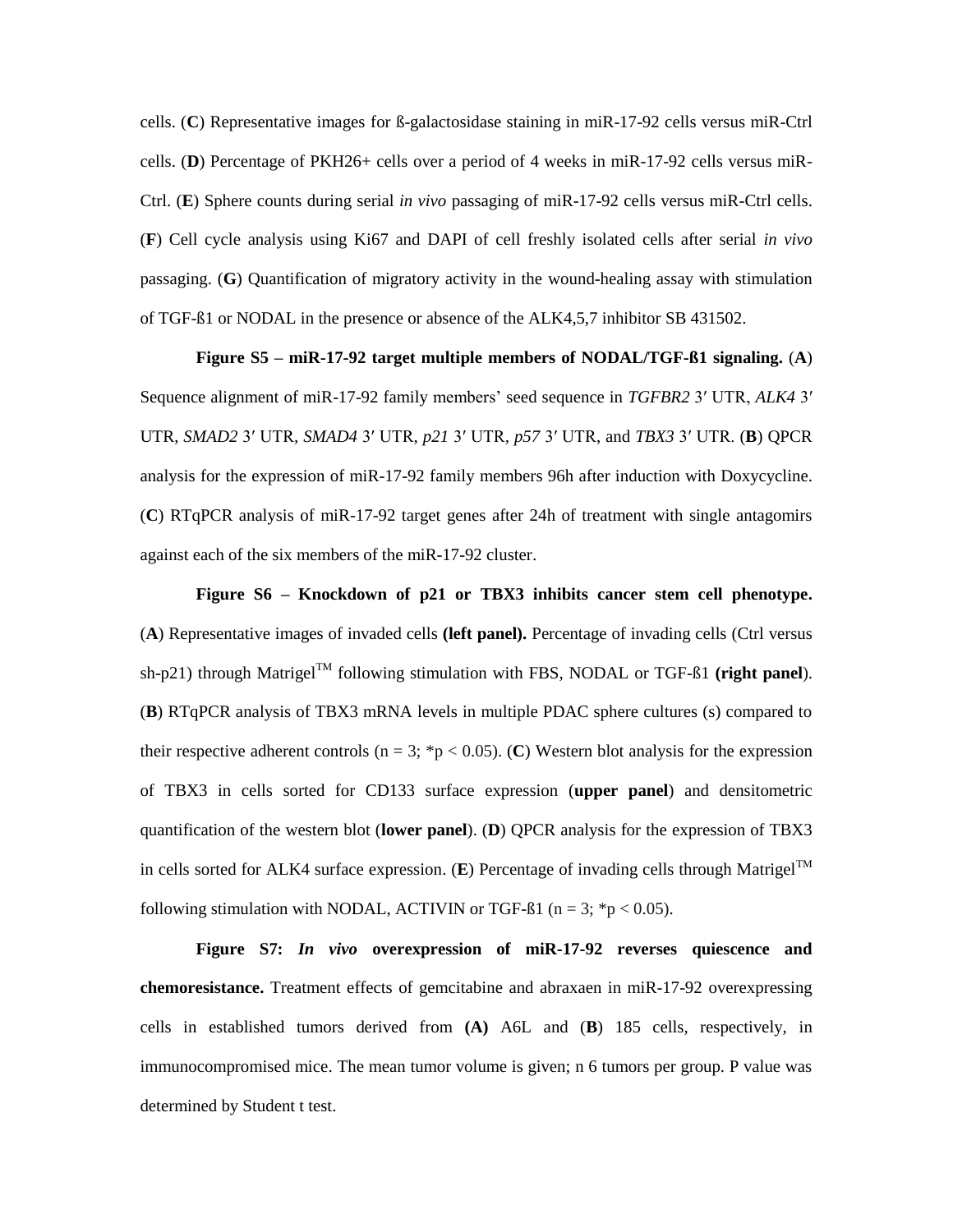cells. (**C**) Representative images for ß-galactosidase staining in miR-17-92 cells versus miR-Ctrl cells. (**D**) Percentage of PKH26+ cells over a period of 4 weeks in miR-17-92 cells versus miR-Ctrl. (**E**) Sphere counts during serial *in vivo* passaging of miR-17-92 cells versus miR-Ctrl cells. (**F**) Cell cycle analysis using Ki67 and DAPI of cell freshly isolated cells after serial *in vivo* passaging. (**G**) Quantification of migratory activity in the wound-healing assay with stimulation of TGF-ß1 or NODAL in the presence or absence of the ALK4,5,7 inhibitor SB 431502.

**Figure S5 – miR-17-92 target multiple members of NODAL/TGF-ß1 signaling.** (**A**) Sequence alignment of miR-17-92 family members' seed sequence in *TGFBR2* 3′ UTR, *ALK4* 3′ UTR, *SMAD2* 3′ UTR, *SMAD4* 3′ UTR, *p21* 3′ UTR, *p57* 3′ UTR, and *TBX3* 3′ UTR. (**B**) QPCR analysis for the expression of miR-17-92 family members 96h after induction with Doxycycline. (**C**) RTqPCR analysis of miR-17-92 target genes after 24h of treatment with single antagomirs against each of the six members of the miR-17-92 cluster.

**Figure S6 – Knockdown of p21 or TBX3 inhibits cancer stem cell phenotype.** (**A**) Representative images of invaded cells **(left panel).** Percentage of invading cells (Ctrl versus sh-p21) through Matrigel™ following stimulation with FBS, NODAL or TGF-ß1 **(right panel**). (**B**) RTqPCR analysis of TBX3 mRNA levels in multiple PDAC sphere cultures (s) compared to their respective adherent controls (n = 3; $*p < 0.05$). (**C**) Western blot analysis for the expression of TBX3 in cells sorted for CD133 surface expression (**upper panel**) and densitometric quantification of the western blot (**lower panel**). (**D**) QPCR analysis for the expression of TBX3 in cells sorted for ALK4 surface expression. (**E**) Percentage of invading cells through Matrigel™ following stimulation with NODAL, ACTIVIN or TGF-ß1 (n = 3; $*p < 0.05$).

**Figure S7: *In vivo* overexpression of miR-17-92 reverses quiescence and chemoresistance.** Treatment effects of gemcitabine and abraxaen in miR-17-92 overexpressing cells in established tumors derived from **(A)** A6L and (**B**) 185 cells, respectively, in immunocompromised mice. The mean tumor volume is given; n 6 tumors per group. P value was determined by Student t test.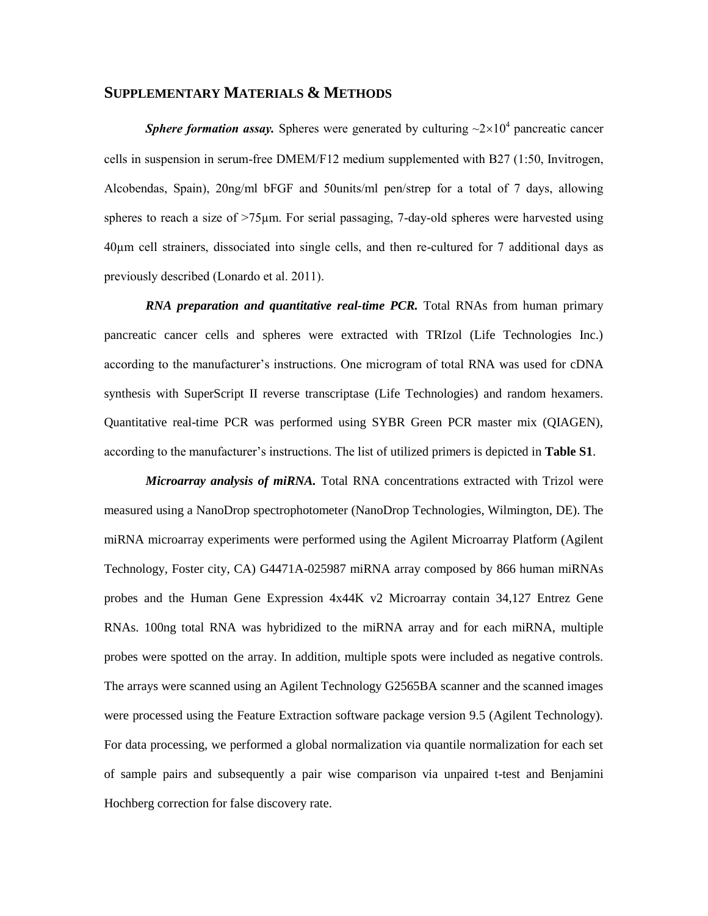## SUPPLEMENTARY MATERIALS & METHODS

***Sphere formation assay.*** Spheres were generated by culturing ~$2\times10^4$ pancreatic cancer cells in suspension in serum-free DMEM/F12 medium supplemented with B27 (1:50, Invitrogen, Alcobendas, Spain), 20ng/ml bFGF and 50units/ml pen/strep for a total of 7 days, allowing spheres to reach a size of >75μm. For serial passaging, 7-day-old spheres were harvested using 40μm cell strainers, dissociated into single cells, and then re-cultured for 7 additional days as previously described (Lonardo et al. 2011).

***RNA preparation and quantitative real-time PCR.*** Total RNAs from human primary pancreatic cancer cells and spheres were extracted with TRIzol (Life Technologies Inc.) according to the manufacturer's instructions. One microgram of total RNA was used for cDNA synthesis with SuperScript II reverse transcriptase (Life Technologies) and random hexamers. Quantitative real-time PCR was performed using SYBR Green PCR master mix (QIAGEN), according to the manufacturer's instructions. The list of utilized primers is depicted in **Table S1**.

***Microarray analysis of miRNA.*** Total RNA concentrations extracted with Trizol were measured using a NanoDrop spectrophotometer (NanoDrop Technologies, Wilmington, DE). The miRNA microarray experiments were performed using the Agilent Microarray Platform (Agilent Technology, Foster city, CA) G4471A-025987 miRNA array composed by 866 human miRNAs probes and the Human Gene Expression 4x44K v2 Microarray contain 34,127 Entrez Gene RNAs. 100ng total RNA was hybridized to the miRNA array and for each miRNA, multiple probes were spotted on the array. In addition, multiple spots were included as negative controls. The arrays were scanned using an Agilent Technology G2565BA scanner and the scanned images were processed using the Feature Extraction software package version 9.5 (Agilent Technology). For data processing, we performed a global normalization via quantile normalization for each set of sample pairs and subsequently a pair wise comparison via unpaired t-test and Benjamini Hochberg correction for false discovery rate.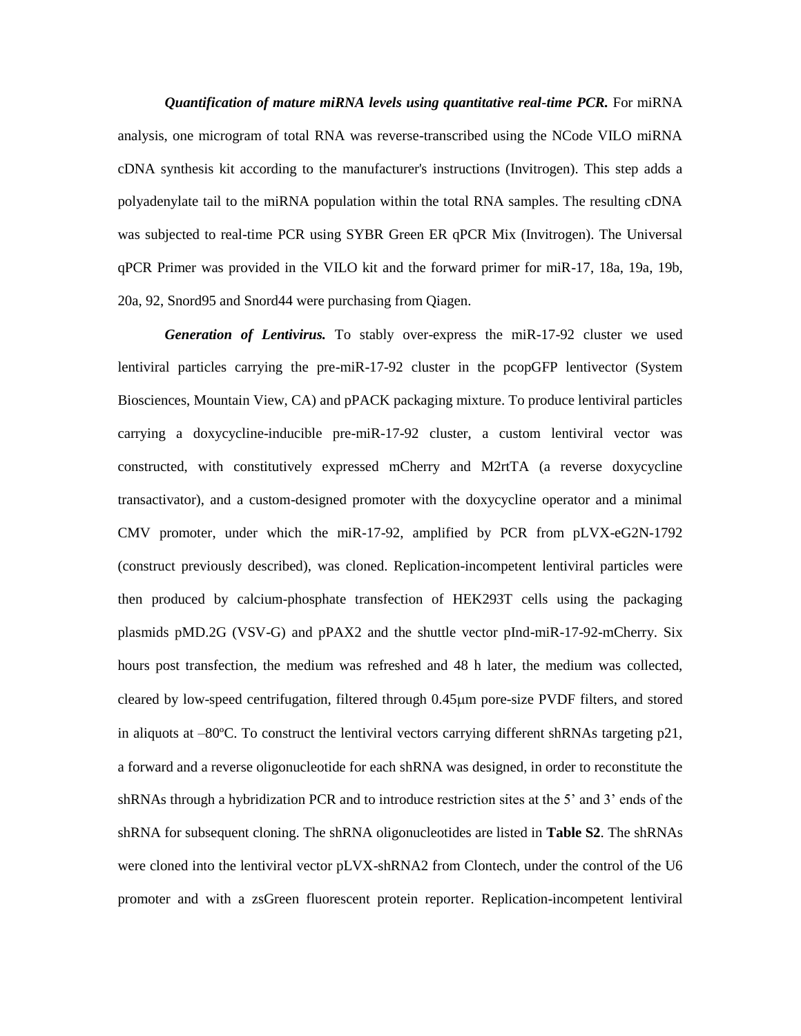***Quantification of mature miRNA levels using quantitative real-time PCR.*** For miRNA analysis, one microgram of total RNA was reverse-transcribed using the NCode VILO miRNA cDNA synthesis kit according to the manufacturer's instructions (Invitrogen). This step adds a polyadenylate tail to the miRNA population within the total RNA samples. The resulting cDNA was subjected to real-time PCR using SYBR Green ER qPCR Mix (Invitrogen). The Universal qPCR Primer was provided in the VILO kit and the forward primer for miR-17, 18a, 19a, 19b, 20a, 92, Snord95 and Snord44 were purchasing from Qiagen.

***Generation of Lentivirus.*** To stably over-express the miR-17-92 cluster we used lentiviral particles carrying the pre-miR-17-92 cluster in the pcopGFP lentivector (System Biosciences, Mountain View, CA) and pPACK packaging mixture. To produce lentiviral particles carrying a doxycycline-inducible pre-miR-17-92 cluster, a custom lentiviral vector was constructed, with constitutively expressed mCherry and M2rtTA (a reverse doxycycline transactivator), and a custom-designed promoter with the doxycycline operator and a minimal CMV promoter, under which the miR-17-92, amplified by PCR from pLVX-eG2N-1792 (construct previously described), was cloned. Replication-incompetent lentiviral particles were then produced by calcium-phosphate transfection of HEK293T cells using the packaging plasmids pMD.2G (VSV-G) and pPAX2 and the shuttle vector pInd-miR-17-92-mCherry. Six hours post transfection, the medium was refreshed and 48 h later, the medium was collected, cleared by low-speed centrifugation, filtered through 0.45μm pore-size PVDF filters, and stored in aliquots at –80ºC. To construct the lentiviral vectors carrying different shRNAs targeting p21, a forward and a reverse oligonucleotide for each shRNA was designed, in order to reconstitute the shRNAs through a hybridization PCR and to introduce restriction sites at the 5’ and 3’ ends of the shRNA for subsequent cloning. The shRNA oligonucleotides are listed in **Table S2**. The shRNAs were cloned into the lentiviral vector pLVX-shRNA2 from Clontech, under the control of the U6 promoter and with a zsGreen fluorescent protein reporter. Replication-incompetent lentiviral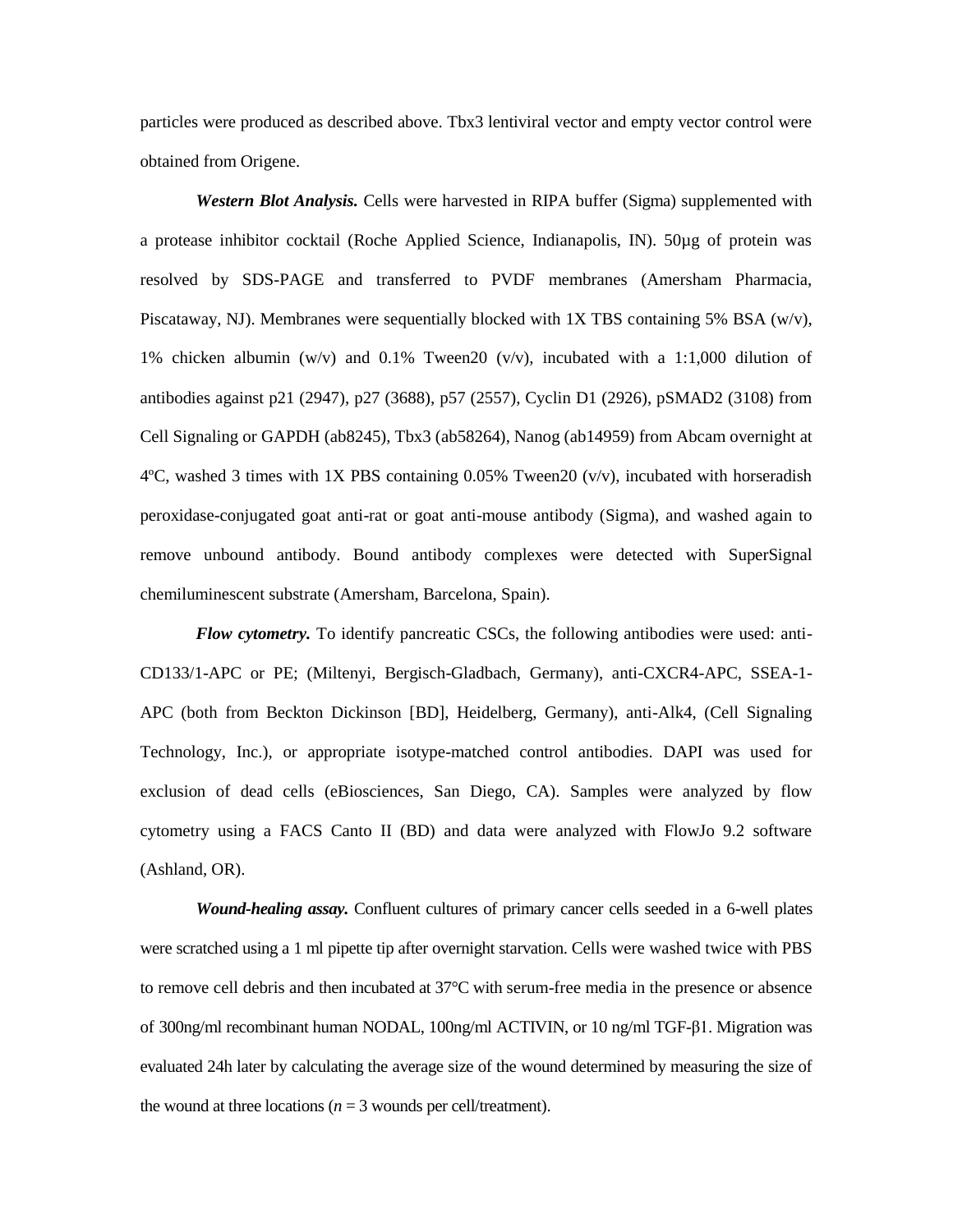particles were produced as described above. Tbx3 lentiviral vector and empty vector control were obtained from Origene.

***Western Blot Analysis.*** Cells were harvested in RIPA buffer (Sigma) supplemented with a protease inhibitor cocktail (Roche Applied Science, Indianapolis, IN). 50µg of protein was resolved by SDS-PAGE and transferred to PVDF membranes (Amersham Pharmacia, Piscataway, NJ). Membranes were sequentially blocked with 1X TBS containing 5% BSA (w/v), 1% chicken albumin (w/v) and 0.1% Tween20 (v/v), incubated with a 1:1,000 dilution of antibodies against p21 (2947), p27 (3688), p57 (2557), Cyclin D1 (2926), pSMAD2 (3108) from Cell Signaling or GAPDH (ab8245), Tbx3 (ab58264), Nanog (ab14959) from Abcam overnight at 4ºC, washed 3 times with 1X PBS containing 0.05% Tween20 (v/v), incubated with horseradish peroxidase-conjugated goat anti-rat or goat anti-mouse antibody (Sigma), and washed again to remove unbound antibody. Bound antibody complexes were detected with SuperSignal chemiluminescent substrate (Amersham, Barcelona, Spain).

***Flow cytometry.*** To identify pancreatic CSCs, the following antibodies were used: anti-CD133/1-APC or PE; (Miltenyi, Bergisch-Gladbach, Germany), anti-CXCR4-APC, SSEA-1-APC (both from Beckton Dickinson [BD], Heidelberg, Germany), anti-Alk4, (Cell Signaling Technology, Inc.), or appropriate isotype-matched control antibodies. DAPI was used for exclusion of dead cells (eBiosciences, San Diego, CA). Samples were analyzed by flow cytometry using a FACS Canto II (BD) and data were analyzed with FlowJo 9.2 software (Ashland, OR).

***Wound-healing assay.*** Confluent cultures of primary cancer cells seeded in a 6-well plates were scratched using a 1 ml pipette tip after overnight starvation. Cells were washed twice with PBS to remove cell debris and then incubated at 37°C with serum-free media in the presence or absence of 300ng/ml recombinant human NODAL, 100ng/ml ACTIVIN, or 10 ng/ml TGF-β1. Migration was evaluated 24h later by calculating the average size of the wound determined by measuring the size of the wound at three locations ($n = 3$ wounds per cell/treatment).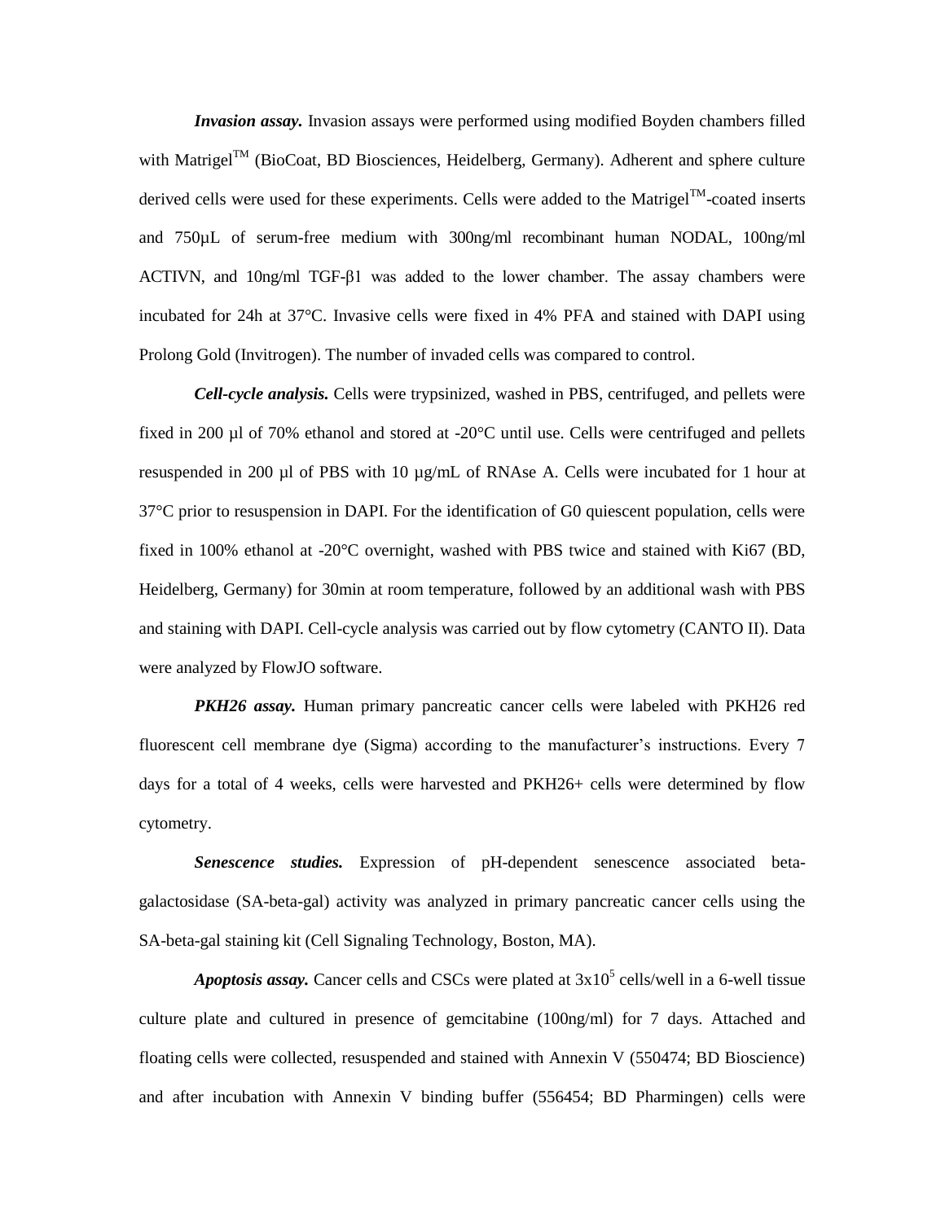***Invasion assay.*** Invasion assays were performed using modified Boyden chambers filled with Matrigel™ (BioCoat, BD Biosciences, Heidelberg, Germany). Adherent and sphere culture derived cells were used for these experiments. Cells were added to the Matrigel™-coated inserts and 750µL of serum-free medium with 300ng/ml recombinant human NODAL, 100ng/ml ACTIVN, and 10ng/ml TGF-β1 was added to the lower chamber. The assay chambers were incubated for 24h at 37°C. Invasive cells were fixed in 4% PFA and stained with DAPI using Prolong Gold (Invitrogen). The number of invaded cells was compared to control.

***Cell-cycle analysis.*** Cells were trypsinized, washed in PBS, centrifuged, and pellets were fixed in 200 µl of 70% ethanol and stored at -20°C until use. Cells were centrifuged and pellets resuspended in 200 µl of PBS with 10 µg/mL of RNAse A. Cells were incubated for 1 hour at 37°C prior to resuspension in DAPI. For the identification of G0 quiescent population, cells were fixed in 100% ethanol at -20°C overnight, washed with PBS twice and stained with Ki67 (BD, Heidelberg, Germany) for 30min at room temperature, followed by an additional wash with PBS and staining with DAPI. Cell-cycle analysis was carried out by flow cytometry (CANTO II). Data were analyzed by FlowJO software.

***PKH26 assay.*** Human primary pancreatic cancer cells were labeled with PKH26 red fluorescent cell membrane dye (Sigma) according to the manufacturer's instructions. Every 7 days for a total of 4 weeks, cells were harvested and PKH26+ cells were determined by flow cytometry.

***Senescence studies.*** Expression of pH-dependent senescence associated beta-galactosidase (SA-beta-gal) activity was analyzed in primary pancreatic cancer cells using the SA-beta-gal staining kit (Cell Signaling Technology, Boston, MA).

***Apoptosis assay.*** Cancer cells and CSCs were plated at $3x10^5$ cells/well in a 6-well tissue culture plate and cultured in presence of gemcitabine (100ng/ml) for 7 days. Attached and floating cells were collected, resuspended and stained with Annexin V (550474; BD Bioscience) and after incubation with Annexin V binding buffer (556454; BD Pharmingen) cells were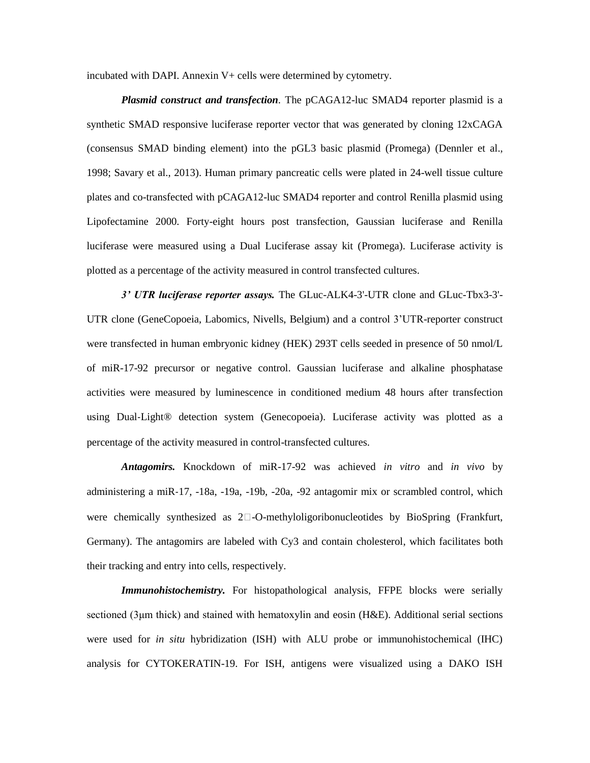incubated with DAPI. Annexin V+ cells were determined by cytometry.

***Plasmid construct and transfection***. The pCAGA12-luc SMAD4 reporter plasmid is a synthetic SMAD responsive luciferase reporter vector that was generated by cloning 12xCAGA (consensus SMAD binding element) into the pGL3 basic plasmid (Promega) (Dennler et al., 1998; Savary et al., 2013). Human primary pancreatic cells were plated in 24-well tissue culture plates and co-transfected with pCAGA12-luc SMAD4 reporter and control Renilla plasmid using Lipofectamine 2000. Forty-eight hours post transfection, Gaussian luciferase and Renilla luciferase were measured using a Dual Luciferase assay kit (Promega). Luciferase activity is plotted as a percentage of the activity measured in control transfected cultures.

***3' UTR luciferase reporter assays.*** The GLuc-ALK4-3'-UTR clone and GLuc-Tbx3-3'-UTR clone (GeneCopoeia, Labomics, Nivells, Belgium) and a control 3'UTR-reporter construct were transfected in human embryonic kidney (HEK) 293T cells seeded in presence of 50 nmol/L of miR-17-92 precursor or negative control. Gaussian luciferase and alkaline phosphatase activities were measured by luminescence in conditioned medium 48 hours after transfection using Dual-Light® detection system (Genecopoeia). Luciferase activity was plotted as a percentage of the activity measured in control-transfected cultures.

***Antagomirs.*** Knockdown of miR-17-92 was achieved *in vitro* and *in vivo* by administering a miR-17, -18a, -19a, -19b, -20a, -92 antagomir mix or scrambled control, which were chemically synthesized as 2′-O-methyloligoribonucleotides by BioSpring (Frankfurt, Germany). The antagomirs are labeled with Cy3 and contain cholesterol, which facilitates both their tracking and entry into cells, respectively.

***Immunohistochemistry.*** For histopathological analysis, FFPE blocks were serially sectioned (3μm thick) and stained with hematoxylin and eosin (H&E). Additional serial sections were used for *in situ* hybridization (ISH) with ALU probe or immunohistochemical (IHC) analysis for CYTOKERATIN-19. For ISH, antigens were visualized using a DAKO ISH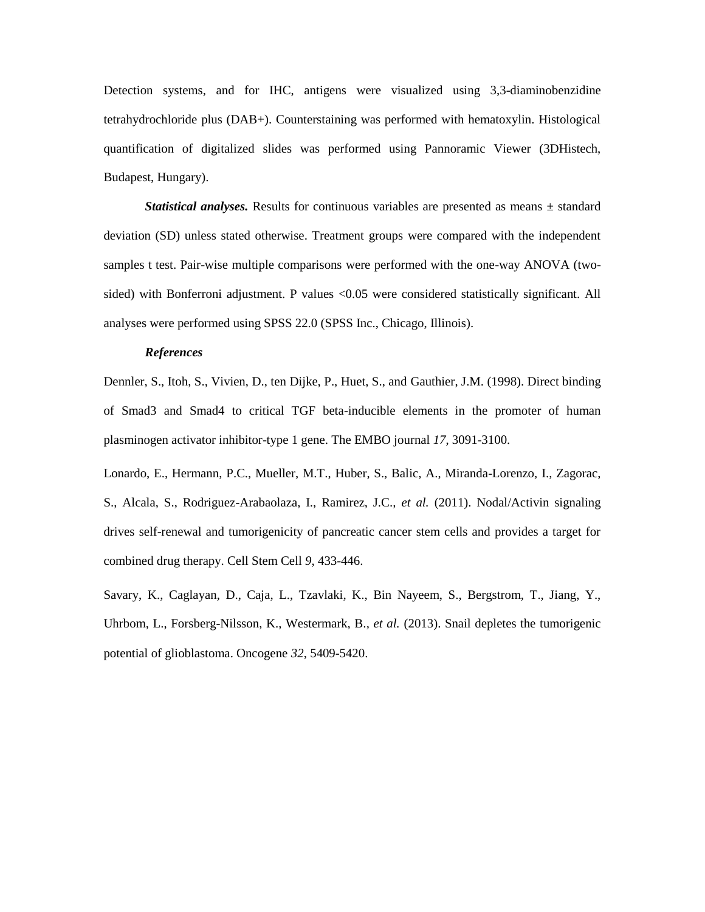Detection systems, and for IHC, antigens were visualized using 3,3-diaminobenzidine tetrahydrochloride plus (DAB+). Counterstaining was performed with hematoxylin. Histological quantification of digitalized slides was performed using Pannoramic Viewer (3DHistech, Budapest, Hungary).

***Statistical analyses.*** Results for continuous variables are presented as means ± standard deviation (SD) unless stated otherwise. Treatment groups were compared with the independent samples t test. Pair-wise multiple comparisons were performed with the one-way ANOVA (two-sided) with Bonferroni adjustment. P values <0.05 were considered statistically significant. All analyses were performed using SPSS 22.0 (SPSS Inc., Chicago, Illinois).

***References***

Dennler, S., Itoh, S., Vivien, D., ten Dijke, P., Huet, S., and Gauthier, J.M. (1998). Direct binding of Smad3 and Smad4 to critical TGF beta-inducible elements in the promoter of human plasminogen activator inhibitor-type 1 gene. The EMBO journal *17*, 3091-3100.

Lonardo, E., Hermann, P.C., Mueller, M.T., Huber, S., Balic, A., Miranda-Lorenzo, I., Zagorac, S., Alcala, S., Rodriguez-Arabaolaza, I., Ramirez, J.C., *et al.* (2011). Nodal/Activin signaling drives self-renewal and tumorigenicity of pancreatic cancer stem cells and provides a target for combined drug therapy. Cell Stem Cell *9*, 433-446.

Savary, K., Caglayan, D., Caja, L., Tzavlaki, K., Bin Nayeem, S., Bergstrom, T., Jiang, Y., Uhrbom, L., Forsberg-Nilsson, K., Westermark, B., *et al.* (2013). Snail depletes the tumorigenic potential of glioblastoma. Oncogene *32*, 5409-5420.